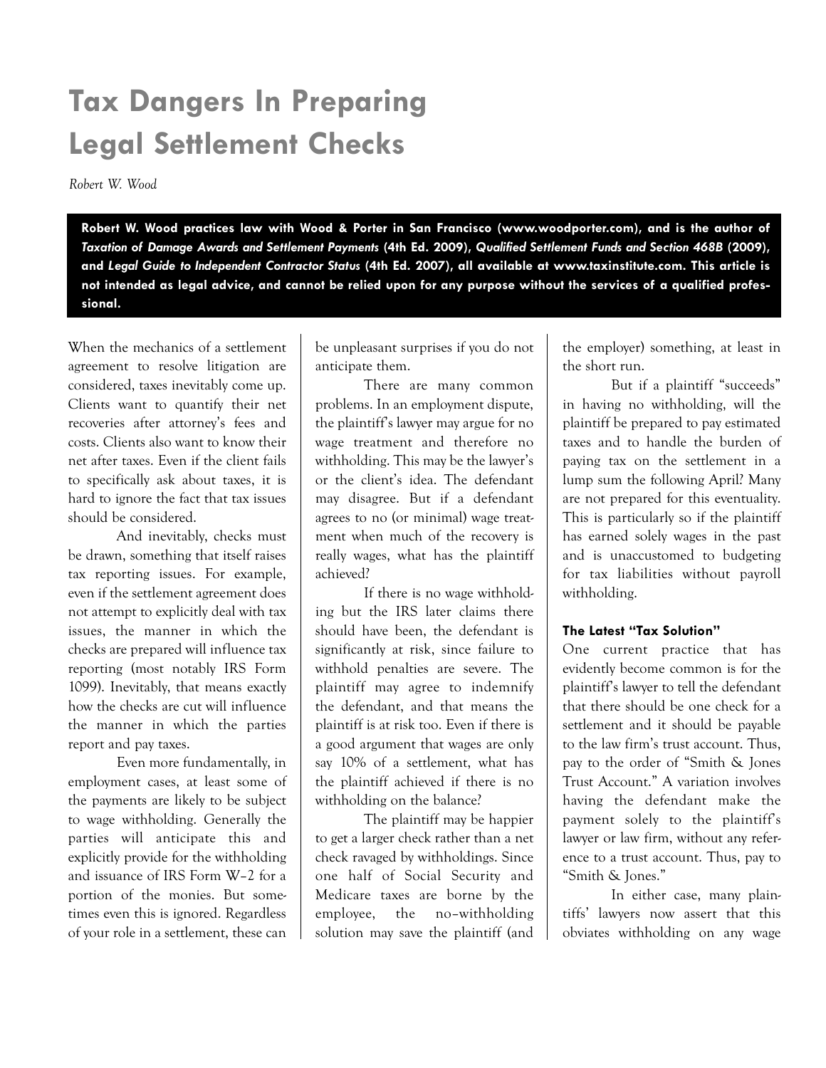# Tax Dangers In Preparing Legal Settlement Checks

*Robert W. Wood*

**Robert W. Wood practices law with Wood & Porter in San Francisco (www.woodporter.com), and is the author of *Taxation of Damage Awards and Settlement Payments* (4th Ed. 2009), *Qualified Settlement Funds and Section 468B* (2009), and *Legal Guide to Independent Contractor Status* (4th Ed. 2007), all available at www.taxinstitute.com. This article is not intended as legal advice, and cannot be relied upon for any purpose without the services of a qualified professional.**

When the mechanics of a settlement agreement to resolve litigation are considered, taxes inevitably come up. Clients want to quantify their net recoveries after attorney's fees and costs. Clients also want to know their net after taxes. Even if the client fails to specifically ask about taxes, it is hard to ignore the fact that tax issues should be considered.

And inevitably, checks must be drawn, something that itself raises tax reporting issues. For example, even if the settlement agreement does not attempt to explicitly deal with tax issues, the manner in which the checks are prepared will influence tax reporting (most notably IRS Form 1099). Inevitably, that means exactly how the checks are cut will influence the manner in which the parties report and pay taxes.

Even more fundamentally, in employment cases, at least some of the payments are likely to be subject to wage withholding. Generally the parties will anticipate this and explicitly provide for the withholding and issuance of IRS Form W–2 for a portion of the monies. But sometimes even this is ignored. Regardless of your role in a settlement, these can be unpleasant surprises if you do not anticipate them.

There are many common problems. In an employment dispute, the plaintiff's lawyer may argue for no wage treatment and therefore no withholding. This may be the lawyer's or the client's idea. The defendant may disagree. But if a defendant agrees to no (or minimal) wage treatment when much of the recovery is really wages, what has the plaintiff achieved?

If there is no wage withholding but the IRS later claims there should have been, the defendant is significantly at risk, since failure to withhold penalties are severe. The plaintiff may agree to indemnify the defendant, and that means the plaintiff is at risk too. Even if there is a good argument that wages are only say 10% of a settlement, what has the plaintiff achieved if there is no withholding on the balance?

The plaintiff may be happier to get a larger check rather than a net check ravaged by withholdings. Since one half of Social Security and Medicare taxes are borne by the employee, the no–withholding solution may save the plaintiff (and the employer) something, at least in the short run.

But if a plaintiff "succeeds" in having no withholding, will the plaintiff be prepared to pay estimated taxes and to handle the burden of paying tax on the settlement in a lump sum the following April? Many are not prepared for this eventuality. This is particularly so if the plaintiff has earned solely wages in the past and is unaccustomed to budgeting for tax liabilities without payroll withholding.

### The Latest "Tax Solution"

One current practice that has evidently become common is for the plaintiff's lawyer to tell the defendant that there should be one check for a settlement and it should be payable to the law firm's trust account. Thus, pay to the order of "Smith & Jones Trust Account." A variation involves having the defendant make the payment solely to the plaintiff's lawyer or law firm, without any reference to a trust account. Thus, pay to "Smith & Jones."

In either case, many plaintiffs' lawyers now assert that this obviates withholding on any wage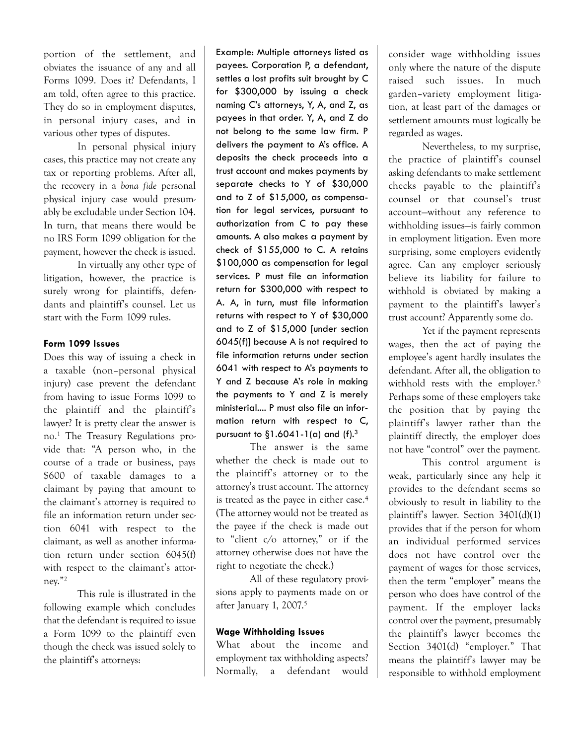portion of the settlement, and obviates the issuance of any and all Forms 1099. Does it? Defendants, I am told, often agree to this practice. They do so in employment disputes, in personal injury cases, and in various other types of disputes.

In personal physical injury cases, this practice may not create any tax or reporting problems. After all, the recovery in a *bona fide* personal physical injury case would presumably be excludable under Section 104. In turn, that means there would be no IRS Form 1099 obligation for the payment, however the check is issued.

In virtually any other type of litigation, however, the practice is surely wrong for plaintiffs, defendants and plaintiff's counsel. Let us start with the Form 1099 rules.

#### Form 1099 Issues

Does this way of issuing a check in a taxable (non–personal physical injury) case prevent the defendant from having to issue Forms 1099 to the plaintiff and the plaintiff's lawyer? It is pretty clear the answer is no.[1] The Treasury Regulations provide that: "A person who, in the course of a trade or business, pays $600 of taxable damages to a claimant by paying that amount to the claimant's attorney is required to file an information return under section 6041 with respect to the claimant, as well as another information return under section 6045(f) with respect to the claimant's attorney."[2]

This rule is illustrated in the following example which concludes that the defendant is required to issue a Form 1099 to the plaintiff even though the check was issued solely to the plaintiff's attorneys:

Example: Multiple attorneys listed as payees. Corporation P, a defendant, settles a lost profits suit brought by C for $300,000 by issuing a check naming C's attorneys, Y, A, and Z, as payees in that order. Y, A, and Z do not belong to the same law firm. P delivers the payment to A's office. A deposits the check proceeds into a trust account and makes payments by separate checks to Y of $30,000 and to Z of $15,000, as compensation for legal services, pursuant to authorization from C to pay these amounts. A also makes a payment by check of $155,000 to C. A retains $100,000 as compensation for legal services. P must file an information return for $300,000 with respect to A. A, in turn, must file information returns with respect to Y of $30,000 and to Z of $15,000 [under section 6045(f)] because A is not required to file information returns under section 6041 with respect to A's payments to Y and Z because A's role in making the payments to Y and Z is merely ministerial.... P must also file an information return with respect to C, pursuant to §1.6041-1(a) and (f).[3]

The answer is the same whether the check is made out to the plaintiff's attorney or to the attorney's trust account. The attorney is treated as the payee in either case.[4] (The attorney would not be treated as the payee if the check is made out to "client c/o attorney," or if the attorney otherwise does not have the right to negotiate the check.)

All of these regulatory provisions apply to payments made on or after January 1, 2007.[5]

#### Wage Withholding Issues

What about the income and employment tax withholding aspects? Normally, a defendant would consider wage withholding issues only where the nature of the dispute raised such issues. In much garden–variety employment litigation, at least part of the damages or settlement amounts must logically be regarded as wages.

Nevertheless, to my surprise, the practice of plaintiff's counsel asking defendants to make settlement checks payable to the plaintiff's counsel or that counsel's trust account—without any reference to withholding issues—is fairly common in employment litigation. Even more surprising, some employers evidently agree. Can any employer seriously believe its liability for failure to withhold is obviated by making a payment to the plaintiff's lawyer's trust account? Apparently some do.

Yet if the payment represents wages, then the act of paying the employee's agent hardly insulates the defendant. After all, the obligation to withhold rests with the employer.[6] Perhaps some of these employers take the position that by paying the plaintiff's lawyer rather than the plaintiff directly, the employer does not have "control" over the payment.

This control argument is weak, particularly since any help it provides to the defendant seems so obviously to result in liability to the plaintiff's lawyer. Section 3401(d)(1) provides that if the person for whom an individual performed services does not have control over the payment of wages for those services, then the term "employer" means the person who does have control of the payment. If the employer lacks control over the payment, presumably the plaintiff's lawyer becomes the Section 3401(d) "employer." That means the plaintiff's lawyer may be responsible to withhold employment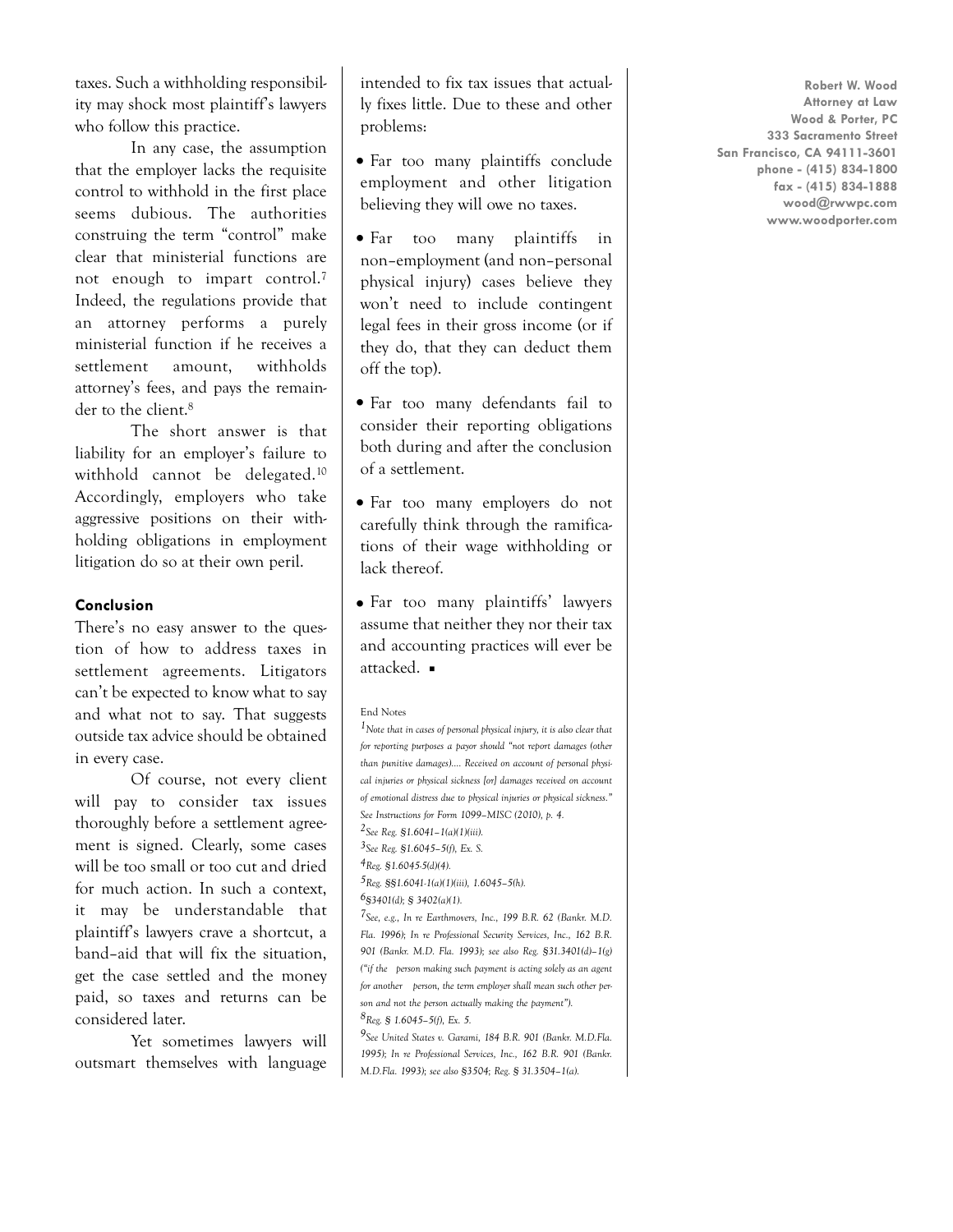taxes. Such a withholding responsibility may shock most plaintiff's lawyers who follow this practice.

In any case, the assumption that the employer lacks the requisite control to withhold in the first place seems dubious. The authorities construing the term "control" make clear that ministerial functions are not enough to impart control.[7] Indeed, the regulations provide that an attorney performs a purely ministerial function if he receives a settlement amount, withholds attorney's fees, and pays the remainder to the client.[8]

The short answer is that liability for an employer's failure to withhold cannot be delegated.[10] Accordingly, employers who take aggressive positions on their withholding obligations in employment litigation do so at their own peril.

#### Conclusion

There's no easy answer to the question of how to address taxes in settlement agreements. Litigators can't be expected to know what to say and what not to say. That suggests outside tax advice should be obtained in every case.

Of course, not every client will pay to consider tax issues thoroughly before a settlement agreement is signed. Clearly, some cases will be too small or too cut and dried for much action. In such a context, it may be understandable that plaintiff's lawyers crave a shortcut, a band–aid that will fix the situation, get the case settled and the money paid, so taxes and returns can be considered later.

Yet sometimes lawyers will outsmart themselves with language intended to fix tax issues that actually fixes little. Due to these and other problems:

- Far too many plaintiffs conclude employment and other litigation believing they will owe no taxes.
- Far too many plaintiffs in non–employment (and non–personal physical injury) cases believe they won't need to include contingent legal fees in their gross income (or if they do, that they can deduct them off the top).
- Far too many defendants fail to consider their reporting obligations both during and after the conclusion of a settlement.
- Far too many employers do not carefully think through the ramifications of their wage withholding or lack thereof.
- Far too many plaintiffs' lawyers assume that neither they nor their tax and accounting practices will ever be attacked. ■

**Robert W. Wood**
**Attorney at Law**
**Wood & Porter, PC**
**333 Sacramento Street**
**San Francisco, CA 94111-3601**
**phone - (415) 834-1800**
**fax - (415) 834-1888**
**wood@rwwpc.com**
**www.woodporter.com**

End Notes

[1] *Note that in cases of personal physical injury, it is also clear that for reporting purposes a payor should "not report damages (other than punitive damages)…. Received on account of personal physical injuries or physical sickness [or] damages received on account of emotional distress due to physical injuries or physical sickness." See Instructions for Form 1099–MISC (2010), p. 4.*

[2] *See Reg. §1.6041–1(a)(1)(iii).*

[3] *See Reg. §1.6045–5(f), Ex. S.*

[4] *Reg. §1.6045-5(d)(4).*

[5] *Reg. §§1.6041-1(a)(1)(iii), 1.6045–5(h).*

[6] *§3401(d); § 3402(a)(1).*

[7] *See, e.g., In re Earthmovers, Inc., 199 B.R. 62 (Bankr. M.D. Fla. 1996); In re Professional Security Services, Inc., 162 B.R. 901 (Bankr. M.D. Fla. 1993); see also Reg. §31.3401(d)–1(g) ("if the person making such payment is acting solely as an agent for another person, the term employer shall mean such other person and not the person actually making the payment").*

[8] *Reg. § 1.6045–5(f), Ex. 5.*

[9] *See United States v. Garami, 184 B.R. 901 (Bankr. M.D.Fla. 1995); In re Professional Services, Inc., 162 B.R. 901 (Bankr. M.D.Fla. 1993); see also §3504; Reg. § 31.3504–1(a).*